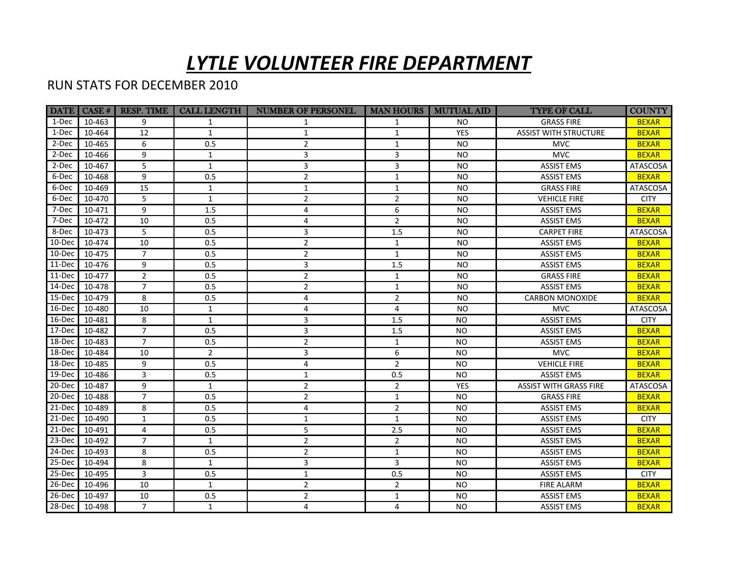# *LYTLE VOLUNTEER FIRE DEPARTMENT*

RUN STATS FOR DECEMBER 2010

| DATE | CASE # | RESP. TIME | CALL LENGTH | NUMBER OF PERSONEL | MAN HOURS | MUTUAL AID | TYPE OF CALL | COUNTY |
|---|---|---|---|---|---|---|---|---|
| 1-Dec | 10-463 | 9 | 1 | 1 | 1 | NO | GRASS FIRE | BEXAR |
| 1-Dec | 10-464 | 12 | 1 | 1 | 1 | YES | ASSIST WITH STRUCTURE | BEXAR |
| 2-Dec | 10-465 | 6 | 0.5 | 2 | 1 | NO | MVC | BEXAR |
| 2-Dec | 10-466 | 9 | 1 | 3 | 3 | NO | MVC | BEXAR |
| 2-Dec | 10-467 | 5 | 1 | 3 | 3 | NO | ASSIST EMS | ATASCOSA |
| 6-Dec | 10-468 | 9 | 0.5 | 2 | 1 | NO | ASSIST EMS | BEXAR |
| 6-Dec | 10-469 | 15 | 1 | 1 | 1 | NO | GRASS FIRE | ATASCOSA |
| 6-Dec | 10-470 | 5 | 1 | 2 | 2 | NO | VEHICLE FIRE | CITY |
| 7-Dec | 10-471 | 9 | 1.5 | 4 | 6 | NO | ASSIST EMS | BEXAR |
| 7-Dec | 10-472 | 10 | 0.5 | 4 | 2 | NO | ASSIST EMS | BEXAR |
| 8-Dec | 10-473 | 5 | 0.5 | 3 | 1.5 | NO | CARPET FIRE | ATASCOSA |
| 10-Dec | 10-474 | 10 | 0.5 | 2 | 1 | NO | ASSIST EMS | BEXAR |
| 10-Dec | 10-475 | 7 | 0.5 | 2 | 1 | NO | ASSIST EMS | BEXAR |
| 11-Dec | 10-476 | 9 | 0.5 | 3 | 1.5 | NO | ASSIST EMS | BEXAR |
| 11-Dec | 10-477 | 2 | 0.5 | 2 | 1 | NO | GRASS FIRE | BEXAR |
| 14-Dec | 10-478 | 7 | 0.5 | 2 | 1 | NO | ASSIST EMS | BEXAR |
| 15-Dec | 10-479 | 8 | 0.5 | 4 | 2 | NO | CARBON MONOXIDE | BEXAR |
| 16-Dec | 10-480 | 10 | 1 | 4 | 4 | NO | MVC | ATASCOSA |
| 16-Dec | 10-481 | 8 | 1 | 3 | 1.5 | NO | ASSIST EMS | CITY |
| 17-Dec | 10-482 | 7 | 0.5 | 3 | 1.5 | NO | ASSIST EMS | BEXAR |
| 18-Dec | 10-483 | 7 | 0.5 | 2 | 1 | NO | ASSIST EMS | BEXAR |
| 18-Dec | 10-484 | 10 | 2 | 3 | 6 | NO | MVC | BEXAR |
| 18-Dec | 10-485 | 9 | 0.5 | 4 | 2 | NO | VEHICLE FIRE | BEXAR |
| 19-Dec | 10-486 | 3 | 0.5 | 1 | 0.5 | NO | ASSIST EMS | BEXAR |
| 20-Dec | 10-487 | 9 | 1 | 2 | 2 | YES | ASSIST WITH GRASS FIRE | ATASCOSA |
| 20-Dec | 10-488 | 7 | 0.5 | 2 | 1 | NO | GRASS FIRE | BEXAR |
| 21-Dec | 10-489 | 8 | 0.5 | 4 | 2 | NO | ASSIST EMS | BEXAR |
| 21-Dec | 10-490 | 1 | 0.5 | 1 | 1 | NO | ASSIST EMS | CITY |
| 21-Dec | 10-491 | 4 | 0.5 | 5 | 2.5 | NO | ASSIST EMS | BEXAR |
| 23-Dec | 10-492 | 7 | 1 | 2 | 2 | NO | ASSIST EMS | BEXAR |
| 24-Dec | 10-493 | 8 | 0.5 | 2 | 1 | NO | ASSIST EMS | BEXAR |
| 25-Dec | 10-494 | 8 | 1 | 3 | 3 | NO | ASSIST EMS | BEXAR |
| 25-Dec | 10-495 | 3 | 0.5 | 1 | 0.5 | NO | ASSIST EMS | CITY |
| 26-Dec | 10-496 | 10 | 1 | 2 | 2 | NO | FIRE ALARM | BEXAR |
| 26-Dec | 10-497 | 10 | 0.5 | 2 | 1 | NO | ASSIST EMS | BEXAR |
| 28-Dec | 10-498 | 7 | 1 | 4 | 4 | NO | ASSIST EMS | BEXAR |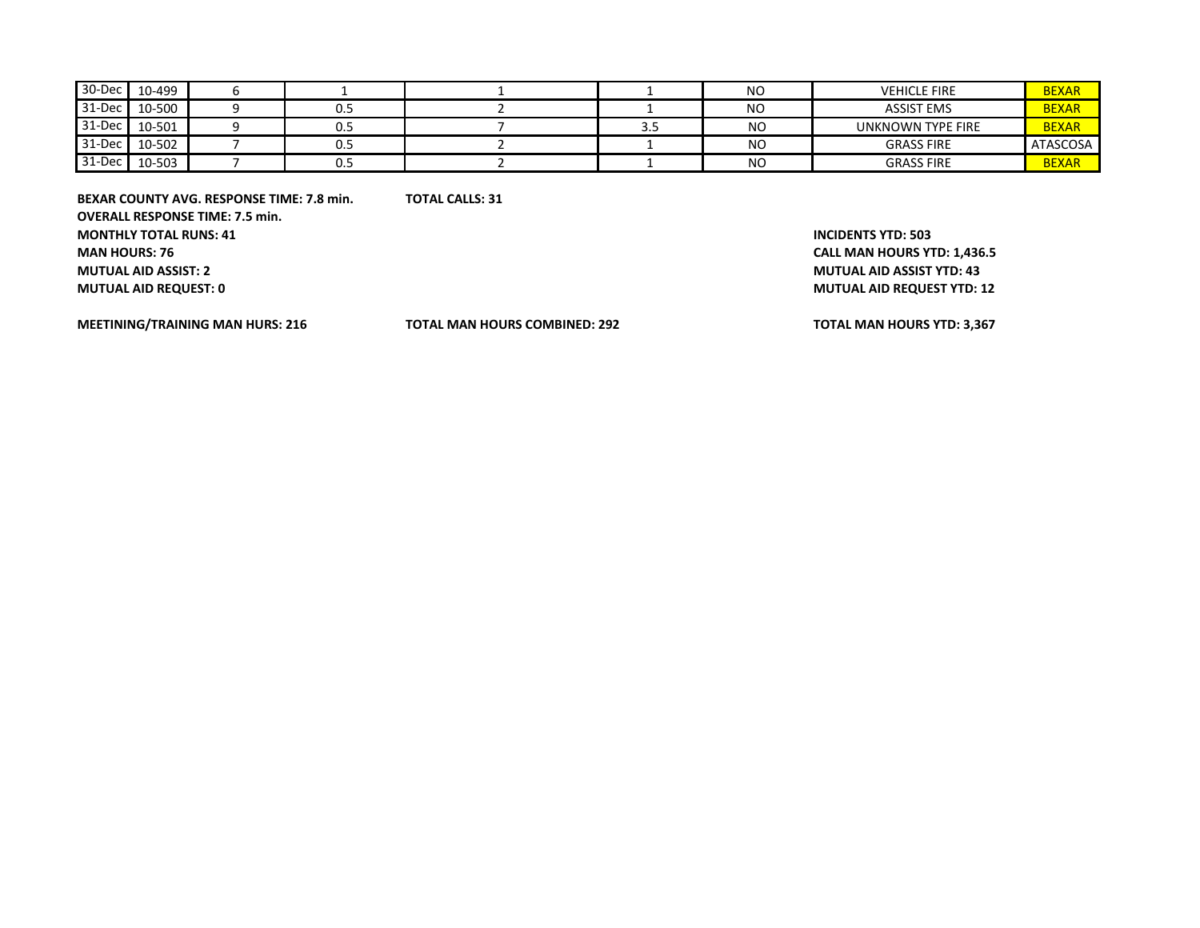| | | | | | | | | |
|---|---|---|---|---|---|---|---|---|
| 30-Dec | 10-499 | 6 | 1 | 1 | 1 | NO | VEHICLE FIRE | BEXAR |
| 31-Dec | 10-500 | 9 | 0.5 | 2 | 1 | NO | ASSIST EMS | BEXAR |
| 31-Dec | 10-501 | 9 | 0.5 | 7 | 3.5 | NO | UNKNOWN TYPE FIRE | BEXAR |
| 31-Dec | 10-502 | 7 | 0.5 | 2 | 1 | NO | GRASS FIRE | ATASCOSA |
| 31-Dec | 10-503 | 7 | 0.5 | 2 | 1 | NO | GRASS FIRE | BEXAR |

**BEXAR COUNTY AVG. RESPONSE TIME: 7.8 min.**

**TOTAL CALLS: 31**

**OVERALL RESPONSE TIME: 7.5 min.**

**MONTHLY TOTAL RUNS: 41**

**MAN HOURS: 76**

**MUTUAL AID ASSIST: 2**

**MUTUAL AID REQUEST: 0**

**INCIDENTS YTD: 503**

**CALL MAN HOURS YTD: 1,436.5**

**MUTUAL AID ASSIST YTD: 43**

**MUTUAL AID REQUEST YTD: 12**

**MEETINING/TRAINING MAN HURS: 216**

**TOTAL MAN HOURS COMBINED: 292**

**TOTAL MAN HOURS YTD: 3,367**